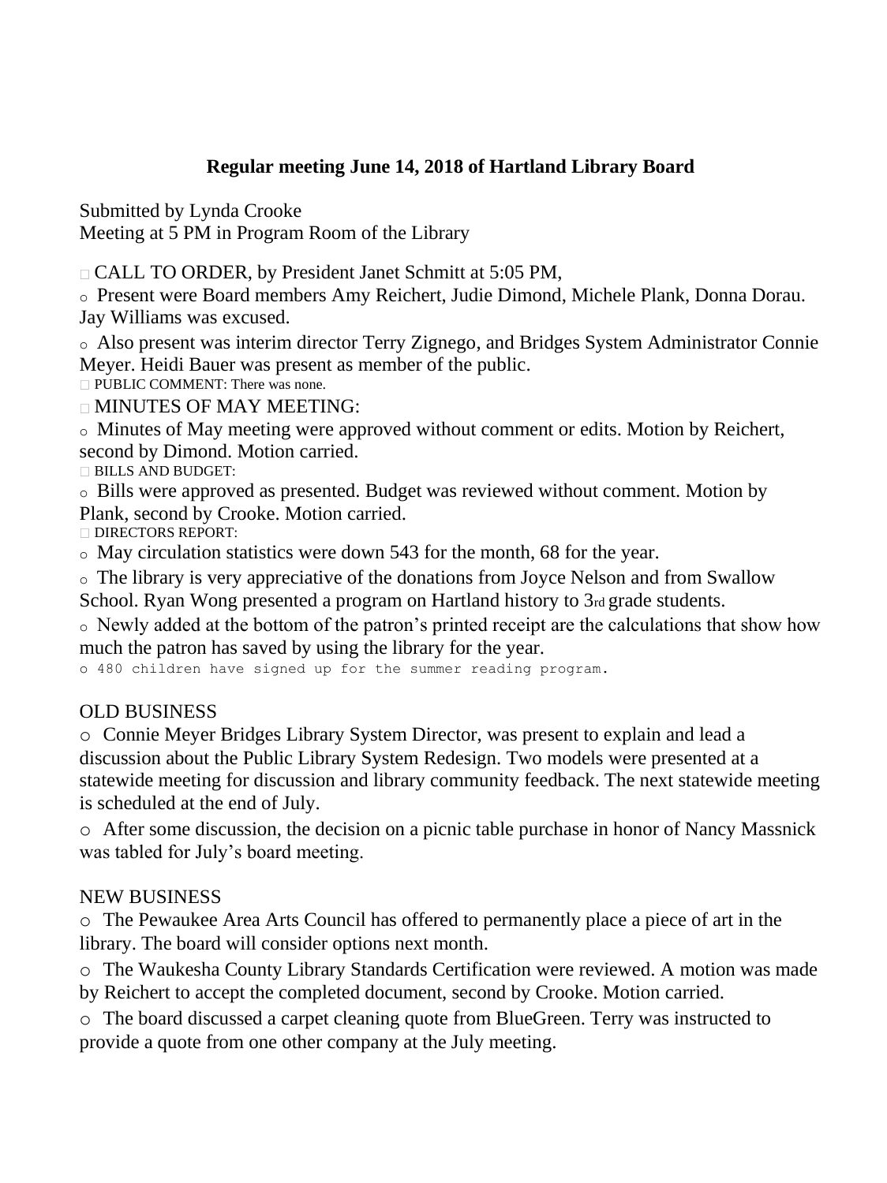# Regular meeting June 14, 2018 of Hartland Library Board

Submitted by Lynda Crooke
Meeting at 5 PM in Program Room of the Library

- CALL TO ORDER, by President Janet Schmitt at 5:05 PM,
  - Present were Board members Amy Reichert, Judie Dimond, Michele Plank, Donna Dorau. Jay Williams was excused.
  - Also present was interim director Terry Zignego, and Bridges System Administrator Connie Meyer. Heidi Bauer was present as member of the public.
- PUBLIC COMMENT: There was none.
- MINUTES OF MAY MEETING:
  - Minutes of May meeting were approved without comment or edits. Motion by Reichert, second by Dimond. Motion carried.
- BILLS AND BUDGET:
  - Bills were approved as presented. Budget was reviewed without comment. Motion by Plank, second by Crooke. Motion carried.
- DIRECTORS REPORT:
  - May circulation statistics were down 543 for the month, 68 for the year.
  - The library is very appreciative of the donations from Joyce Nelson and from Swallow School. Ryan Wong presented a program on Hartland history to 3rd grade students.
  - Newly added at the bottom of the patron's printed receipt are the calculations that show how much the patron has saved by using the library for the year.
  - 480 children have signed up for the summer reading program.

OLD BUSINESS

- Connie Meyer Bridges Library System Director, was present to explain and lead a discussion about the Public Library System Redesign. Two models were presented at a statewide meeting for discussion and library community feedback. The next statewide meeting is scheduled at the end of July.
- After some discussion, the decision on a picnic table purchase in honor of Nancy Massnick was tabled for July's board meeting.

NEW BUSINESS

- The Pewaukee Area Arts Council has offered to permanently place a piece of art in the library. The board will consider options next month.
- The Waukesha County Library Standards Certification were reviewed. A motion was made by Reichert to accept the completed document, second by Crooke. Motion carried.
- The board discussed a carpet cleaning quote from BlueGreen. Terry was instructed to provide a quote from one other company at the July meeting.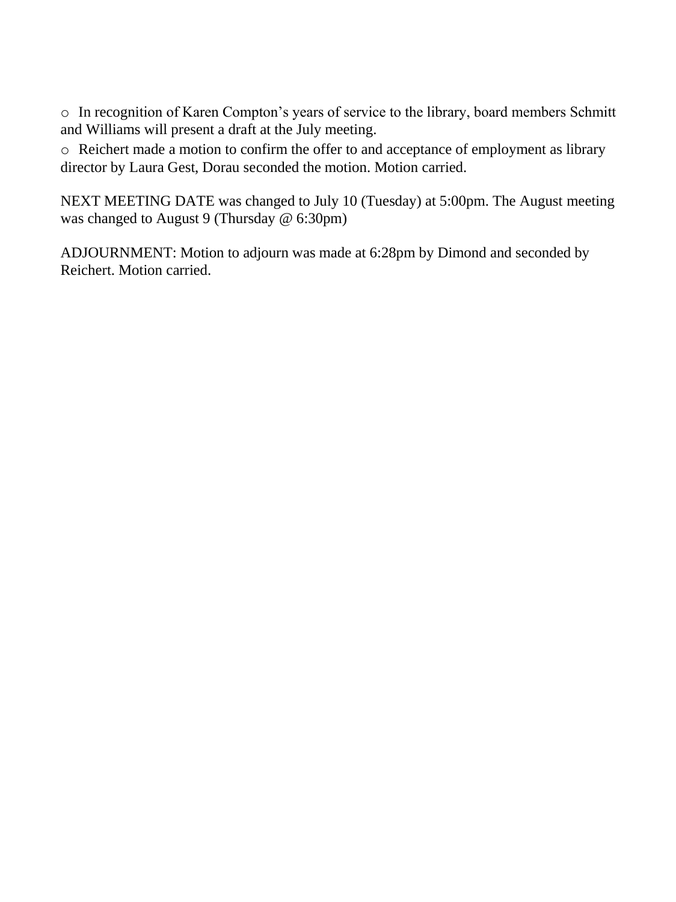- In recognition of Karen Compton's years of service to the library, board members Schmitt and Williams will present a draft at the July meeting.
- Reichert made a motion to confirm the offer to and acceptance of employment as library director by Laura Gest, Dorau seconded the motion. Motion carried.

NEXT MEETING DATE was changed to July 10 (Tuesday) at 5:00pm. The August meeting was changed to August 9 (Thursday @ 6:30pm)

ADJOURNMENT: Motion to adjourn was made at 6:28pm by Dimond and seconded by Reichert. Motion carried.